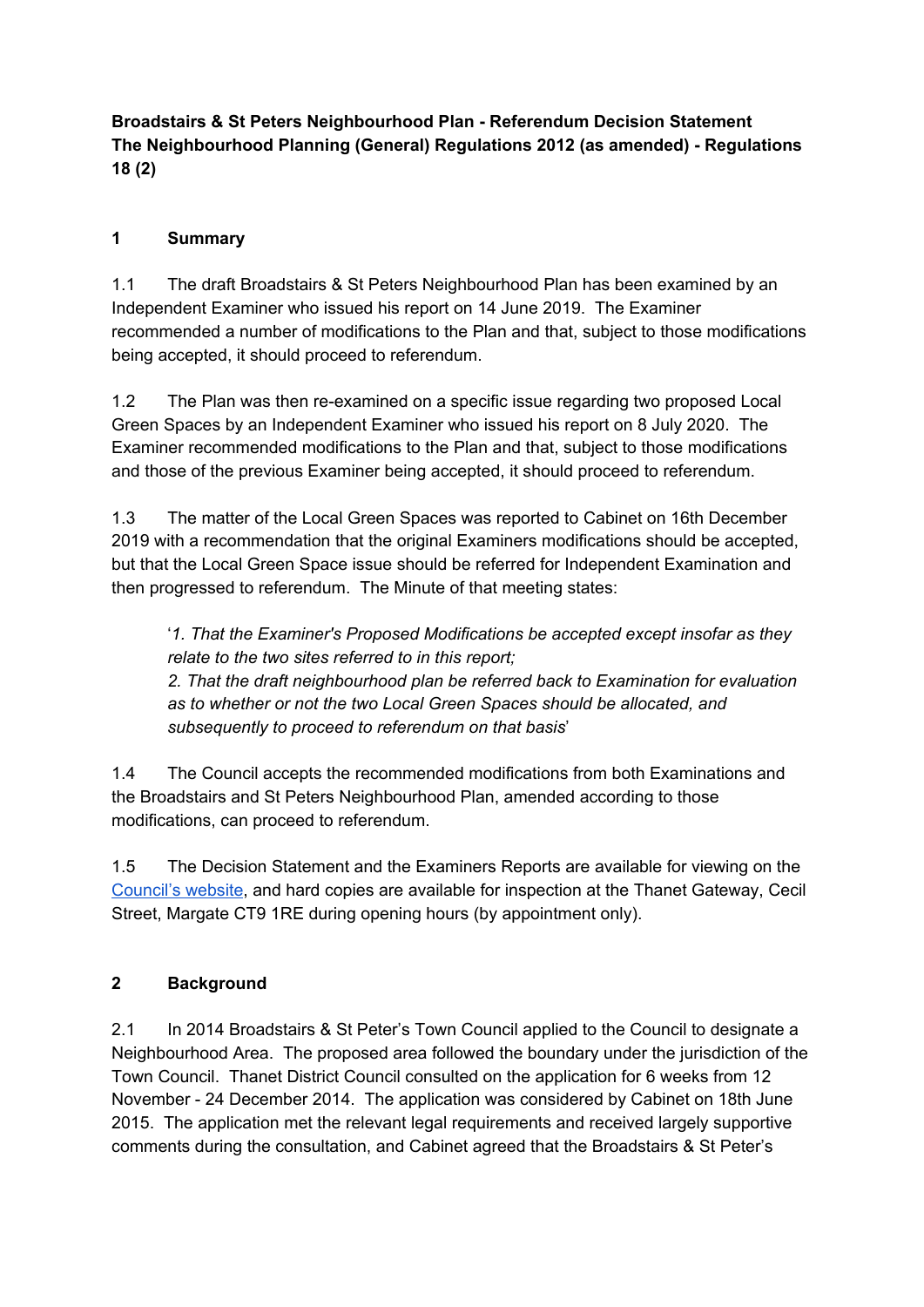**Broadstairs & St Peters Neighbourhood Plan - Referendum Decision Statement**
**The Neighbourhood Planning (General) Regulations 2012 (as amended) - Regulations 18 (2)**

## 1 Summary

1.1 The draft Broadstairs & St Peters Neighbourhood Plan has been examined by an Independent Examiner who issued his report on 14 June 2019. The Examiner recommended a number of modifications to the Plan and that, subject to those modifications being accepted, it should proceed to referendum.

1.2 The Plan was then re-examined on a specific issue regarding two proposed Local Green Spaces by an Independent Examiner who issued his report on 8 July 2020. The Examiner recommended modifications to the Plan and that, subject to those modifications and those of the previous Examiner being accepted, it should proceed to referendum.

1.3 The matter of the Local Green Spaces was reported to Cabinet on 16th December 2019 with a recommendation that the original Examiners modifications should be accepted, but that the Local Green Space issue should be referred for Independent Examination and then progressed to referendum. The Minute of that meeting states:

> '*1. That the Examiner's Proposed Modifications be accepted except insofar as they relate to the two sites referred to in this report;*
> *2. That the draft neighbourhood plan be referred back to Examination for evaluation as to whether or not the two Local Green Spaces should be allocated, and subsequently to proceed to referendum on that basis*'

1.4 The Council accepts the recommended modifications from both Examinations and the Broadstairs and St Peters Neighbourhood Plan, amended according to those modifications, can proceed to referendum.

1.5 The Decision Statement and the Examiners Reports are available for viewing on the Council's website, and hard copies are available for inspection at the Thanet Gateway, Cecil Street, Margate CT9 1RE during opening hours (by appointment only).

## 2 Background

2.1 In 2014 Broadstairs & St Peter's Town Council applied to the Council to designate a Neighbourhood Area. The proposed area followed the boundary under the jurisdiction of the Town Council. Thanet District Council consulted on the application for 6 weeks from 12 November - 24 December 2014. The application was considered by Cabinet on 18th June 2015. The application met the relevant legal requirements and received largely supportive comments during the consultation, and Cabinet agreed that the Broadstairs & St Peter's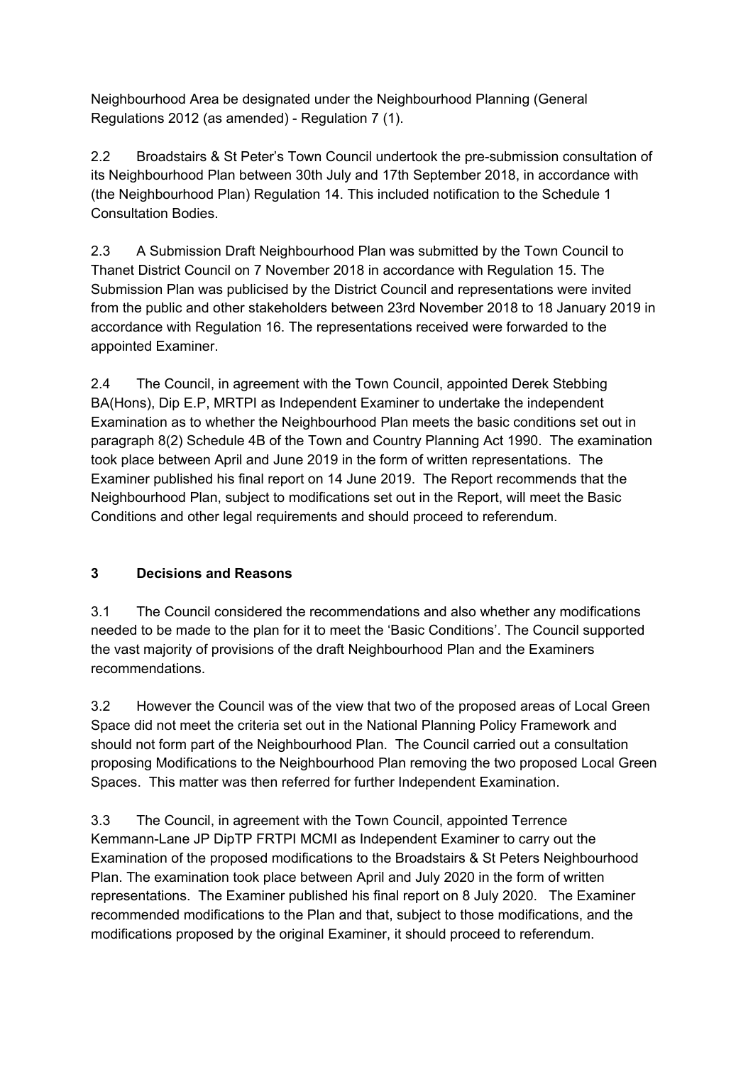Neighbourhood Area be designated under the Neighbourhood Planning (General Regulations 2012 (as amended) - Regulation 7 (1).

2.2 Broadstairs & St Peter's Town Council undertook the pre-submission consultation of its Neighbourhood Plan between 30th July and 17th September 2018, in accordance with (the Neighbourhood Plan) Regulation 14. This included notification to the Schedule 1 Consultation Bodies.

2.3 A Submission Draft Neighbourhood Plan was submitted by the Town Council to Thanet District Council on 7 November 2018 in accordance with Regulation 15. The Submission Plan was publicised by the District Council and representations were invited from the public and other stakeholders between 23rd November 2018 to 18 January 2019 in accordance with Regulation 16. The representations received were forwarded to the appointed Examiner.

2.4 The Council, in agreement with the Town Council, appointed Derek Stebbing BA(Hons), Dip E.P, MRTPI as Independent Examiner to undertake the independent Examination as to whether the Neighbourhood Plan meets the basic conditions set out in paragraph 8(2) Schedule 4B of the Town and Country Planning Act 1990. The examination took place between April and June 2019 in the form of written representations. The Examiner published his final report on 14 June 2019. The Report recommends that the Neighbourhood Plan, subject to modifications set out in the Report, will meet the Basic Conditions and other legal requirements and should proceed to referendum.

## 3 Decisions and Reasons

3.1 The Council considered the recommendations and also whether any modifications needed to be made to the plan for it to meet the 'Basic Conditions'. The Council supported the vast majority of provisions of the draft Neighbourhood Plan and the Examiners recommendations.

3.2 However the Council was of the view that two of the proposed areas of Local Green Space did not meet the criteria set out in the National Planning Policy Framework and should not form part of the Neighbourhood Plan. The Council carried out a consultation proposing Modifications to the Neighbourhood Plan removing the two proposed Local Green Spaces. This matter was then referred for further Independent Examination.

3.3 The Council, in agreement with the Town Council, appointed Terrence Kemmann-Lane JP DipTP FRTPI MCMI as Independent Examiner to carry out the Examination of the proposed modifications to the Broadstairs & St Peters Neighbourhood Plan. The examination took place between April and July 2020 in the form of written representations. The Examiner published his final report on 8 July 2020. The Examiner recommended modifications to the Plan and that, subject to those modifications, and the modifications proposed by the original Examiner, it should proceed to referendum.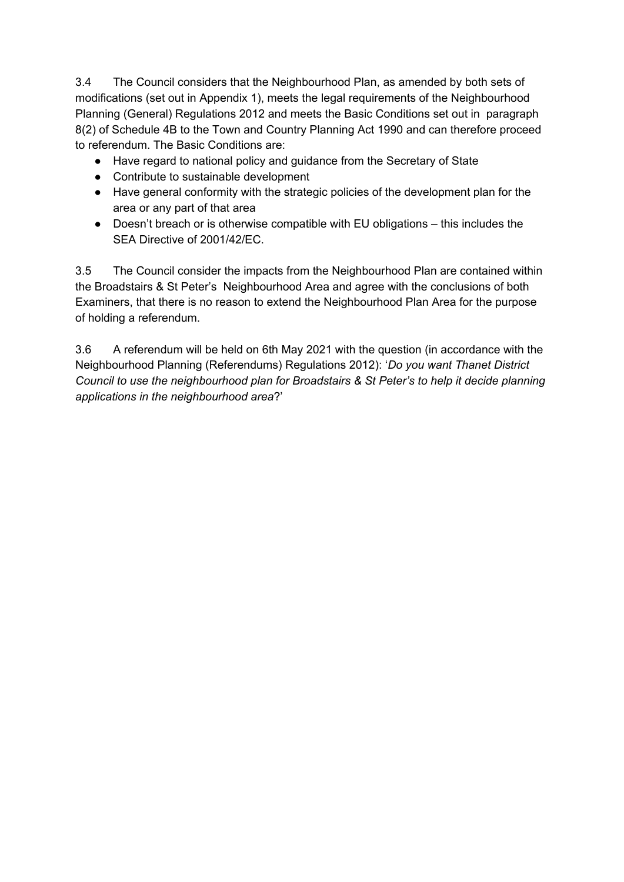3.4 The Council considers that the Neighbourhood Plan, as amended by both sets of modifications (set out in Appendix 1), meets the legal requirements of the Neighbourhood Planning (General) Regulations 2012 and meets the Basic Conditions set out in paragraph 8(2) of Schedule 4B to the Town and Country Planning Act 1990 and can therefore proceed to referendum. The Basic Conditions are:

- Have regard to national policy and guidance from the Secretary of State
- Contribute to sustainable development
- Have general conformity with the strategic policies of the development plan for the area or any part of that area
- Doesn't breach or is otherwise compatible with EU obligations – this includes the SEA Directive of 2001/42/EC.

3.5 The Council consider the impacts from the Neighbourhood Plan are contained within the Broadstairs & St Peter's Neighbourhood Area and agree with the conclusions of both Examiners, that there is no reason to extend the Neighbourhood Plan Area for the purpose of holding a referendum.

3.6 A referendum will be held on 6th May 2021 with the question (in accordance with the Neighbourhood Planning (Referendums) Regulations 2012): '*Do you want Thanet District Council to use the neighbourhood plan for Broadstairs & St Peter's to help it decide planning applications in the neighbourhood area*?'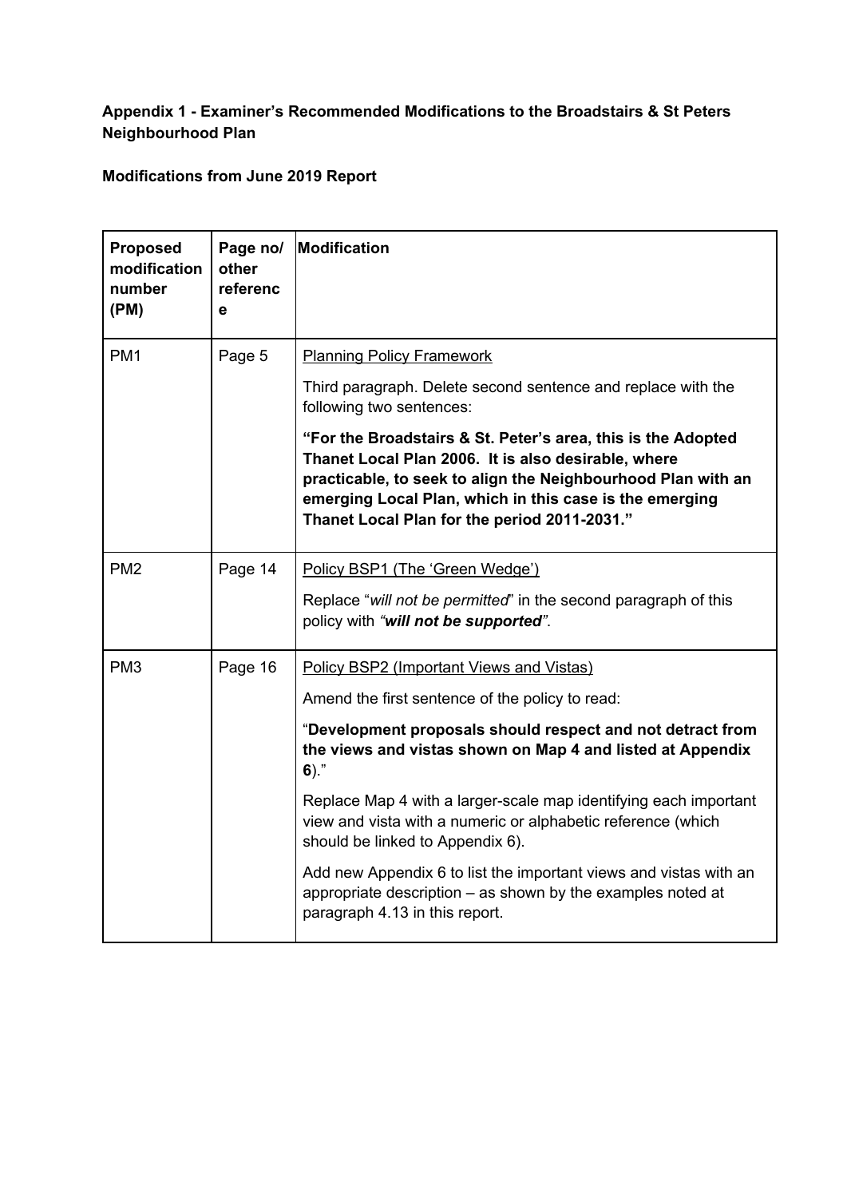**Appendix 1 - Examiner's Recommended Modifications to the Broadstairs & St Peters Neighbourhood Plan**

**Modifications from June 2019 Report**

| **Proposed modification number (PM)** | **Page no/ other reference** | **Modification** |
|---|---|---|
| PM1 | Page 5 | Planning Policy Framework<br><br>Third paragraph. Delete second sentence and replace with the following two sentences:<br><br>**"For the Broadstairs & St. Peter's area, this is the Adopted Thanet Local Plan 2006. It is also desirable, where practicable, to seek to align the Neighbourhood Plan with an emerging Local Plan, which in this case is the emerging Thanet Local Plan for the period 2011-2031."** |
| PM2 | Page 14 | Policy BSP1 (The 'Green Wedge')<br><br>Replace "*will not be permitted*" in the second paragraph of this policy with *"**will not be supported**"*. |
| PM3 | Page 16 | Policy BSP2 (Important Views and Vistas)<br><br>Amend the first sentence of the policy to read:<br><br>"**Development proposals should respect and not detract from the views and vistas shown on Map 4 and listed at Appendix 6**)."<br><br>Replace Map 4 with a larger-scale map identifying each important view and vista with a numeric or alphabetic reference (which should be linked to Appendix 6).<br><br>Add new Appendix 6 to list the important views and vistas with an appropriate description – as shown by the examples noted at paragraph 4.13 in this report. |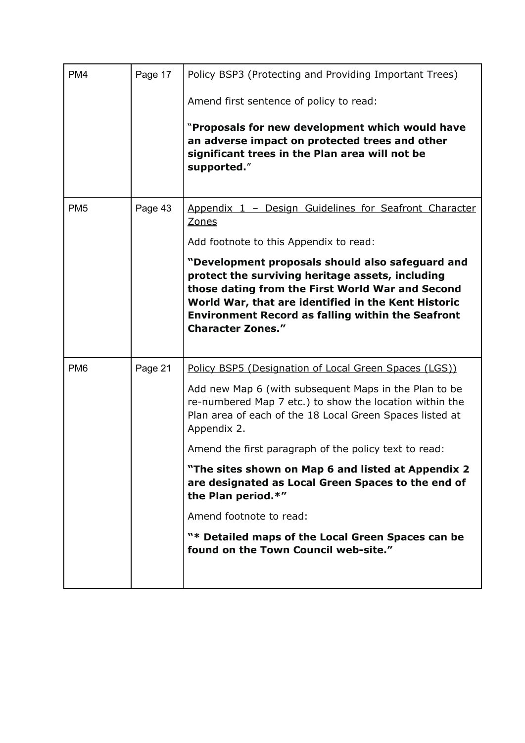| | | |
|---|---|---|
| PM4 | Page 17 | Policy BSP3 (Protecting and Providing Important Trees)<br><br>Amend first sentence of policy to read:<br><br>"**Proposals for new development which would have an adverse impact on protected trees and other significant trees in the Plan area will not be supported.**" |
| PM5 | Page 43 | Appendix 1 – Design Guidelines for Seafront Character Zones<br><br>Add footnote to this Appendix to read:<br><br>**"Development proposals should also safeguard and protect the surviving heritage assets, including those dating from the First World War and Second World War, that are identified in the Kent Historic Environment Record as falling within the Seafront Character Zones."** |
| PM6 | Page 21 | Policy BSP5 (Designation of Local Green Spaces (LGS))<br><br>Add new Map 6 (with subsequent Maps in the Plan to be re-numbered Map 7 etc.) to show the location within the Plan area of each of the 18 Local Green Spaces listed at Appendix 2.<br><br>Amend the first paragraph of the policy text to read:<br><br>**"The sites shown on Map 6 and listed at Appendix 2 are designated as Local Green Spaces to the end of the Plan period.*"**<br><br>Amend footnote to read:<br><br>**"* Detailed maps of the Local Green Spaces can be found on the Town Council web-site."** |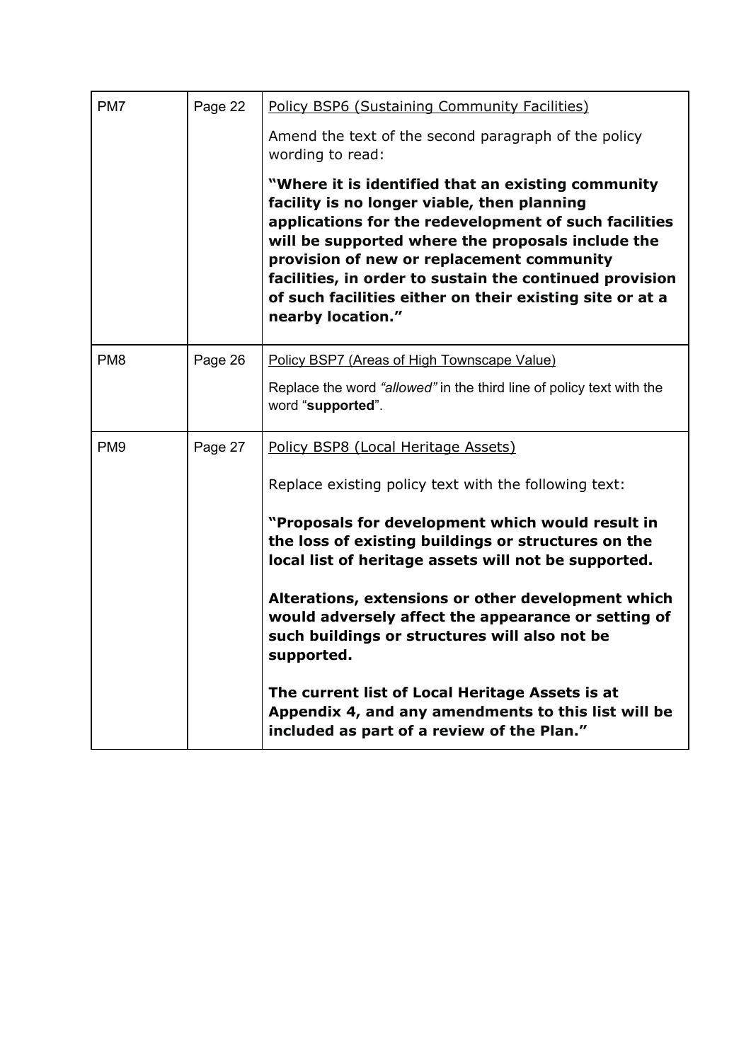| | | |
|---|---|---|
| PM7 | Page 22 | Policy BSP6 (Sustaining Community Facilities)<br><br>Amend the text of the second paragraph of the policy wording to read:<br><br>**"Where it is identified that an existing community facility is no longer viable, then planning applications for the redevelopment of such facilities will be supported where the proposals include the provision of new or replacement community facilities, in order to sustain the continued provision of such facilities either on their existing site or at a nearby location."** |
| PM8 | Page 26 | Policy BSP7 (Areas of High Townscape Value)<br><br>Replace the word *"allowed"* in the third line of policy text with the word "**supported**". |
| PM9 | Page 27 | Policy BSP8 (Local Heritage Assets)<br><br>Replace existing policy text with the following text:<br><br>**"Proposals for development which would result in the loss of existing buildings or structures on the local list of heritage assets will not be supported.**<br><br>**Alterations, extensions or other development which would adversely affect the appearance or setting of such buildings or structures will also not be supported.**<br><br>**The current list of Local Heritage Assets is at Appendix 4, and any amendments to this list will be included as part of a review of the Plan."** |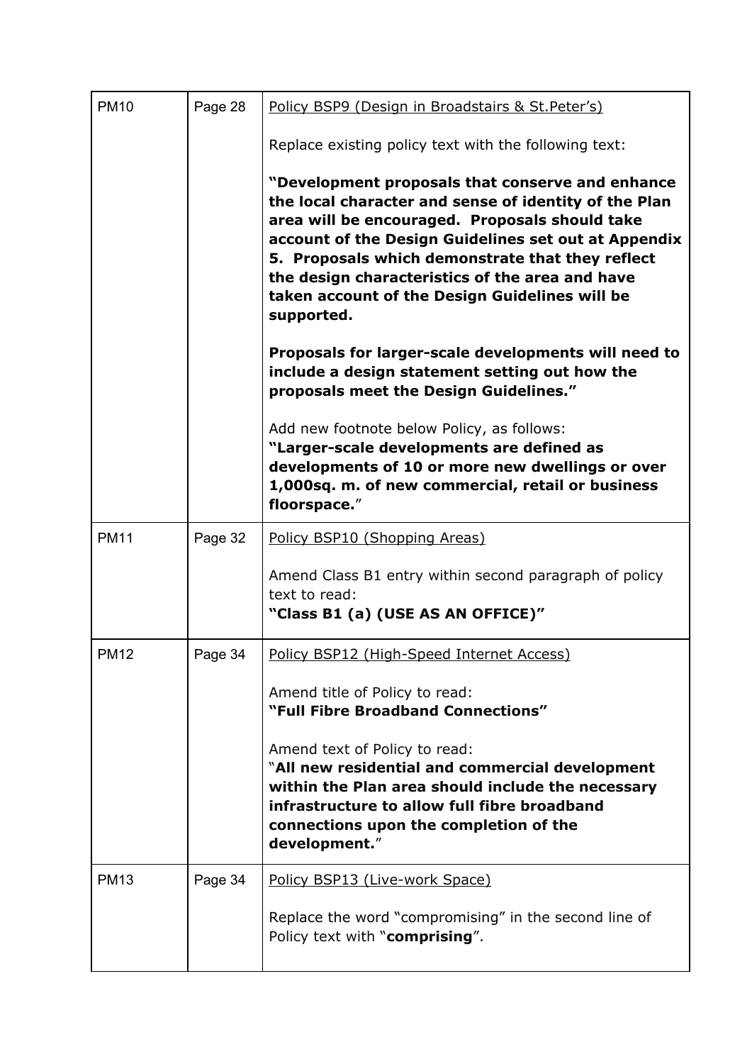| | | |
|---|---|---|
| PM10 | Page 28 | Policy BSP9 (Design in Broadstairs & St.Peter's)<br><br>Replace existing policy text with the following text:<br><br>**"Development proposals that conserve and enhance the local character and sense of identity of the Plan area will be encouraged. Proposals should take account of the Design Guidelines set out at Appendix 5. Proposals which demonstrate that they reflect the design characteristics of the area and have taken account of the Design Guidelines will be supported.**<br><br>**Proposals for larger-scale developments will need to include a design statement setting out how the proposals meet the Design Guidelines."**<br><br>Add new footnote below Policy, as follows:<br>**"Larger-scale developments are defined as developments of 10 or more new dwellings or over 1,000sq. m. of new commercial, retail or business floorspace.**" |
| PM11 | Page 32 | Policy BSP10 (Shopping Areas)<br><br>Amend Class B1 entry within second paragraph of policy text to read:<br>**"Class B1 (a) (USE AS AN OFFICE)"** |
| PM12 | Page 34 | Policy BSP12 (High-Speed Internet Access)<br><br>Amend title of Policy to read:<br>**"Full Fibre Broadband Connections"**<br><br>Amend text of Policy to read:<br>"**All new residential and commercial development within the Plan area should include the necessary infrastructure to allow full fibre broadband connections upon the completion of the development.**" |
| PM13 | Page 34 | Policy BSP13 (Live-work Space)<br><br>Replace the word "compromising" in the second line of Policy text with "**comprising**". |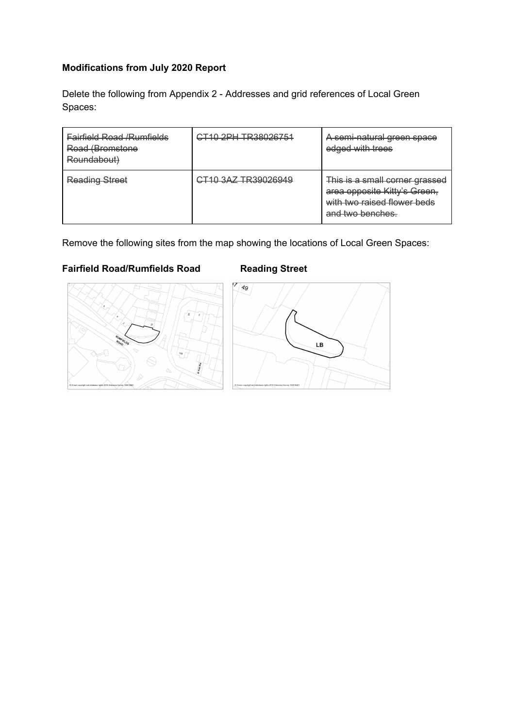**Modifications from July 2020 Report**

Delete the following from Appendix 2 - Addresses and grid references of Local Green Spaces:

| | | |
|---|---|---|
| ~~Fairfield Road /Rumfields Road (Bromstone Roundabout)~~ | ~~CT10 2PH TR38026751~~ | ~~A semi-natural green space edged with trees~~ |
| ~~Reading Street~~ | ~~CT10 3AZ TR39026949~~ | ~~This is a small corner grassed area opposite Kitty's Green, with two raised flower beds and two benches.~~ |

Remove the following sites from the map showing the locations of Local Green Spaces:

**Fairfield Road/Rumfields Road**

**Reading Street**